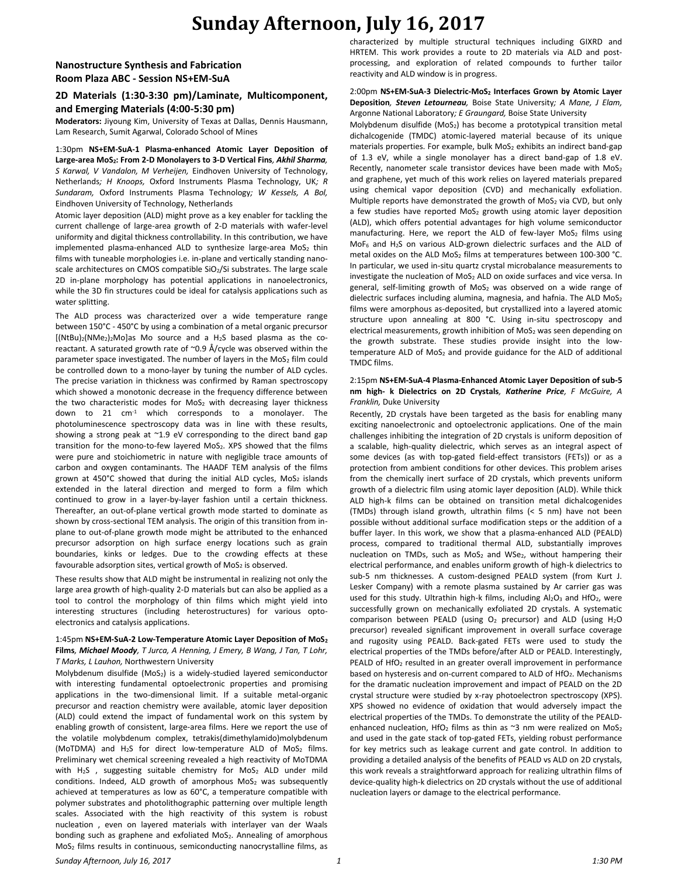# Sunday Afternoon, July 16, 2017

## Nanostructure Synthesis and Fabrication
## Room Plaza ABC - Session NS+EM-SuA

### 2D Materials (1:30-3:30 pm)/Laminate, Multicomponent, and Emerging Materials (4:00-5:30 pm)

**Moderators:** Jiyoung Kim, University of Texas at Dallas, Dennis Hausmann, Lam Research, Sumit Agarwal, Colorado School of Mines

1:30pm **NS+EM-SuA-1 Plasma-enhanced Atomic Layer Deposition of Large-area $MoS_2$: From 2-D Monolayers to 3-D Vertical Fins**, ***Akhil Sharma***, *S Karwal, V Vandalon, M Verheijen,* Eindhoven University of Technology, Netherlands*; H Knoops,* Oxford Instruments Plasma Technology, UK*; R Sundaram,* Oxford Instruments Plasma Technology*; W Kessels, A Bol,* Eindhoven University of Technology, Netherlands

Atomic layer deposition (ALD) might prove as a key enabler for tackling the current challenge of large-area growth of 2-D materials with wafer-level uniformity and digital thickness controllability. In this contribution, we have implemented plasma-enhanced ALD to synthesize large-area $MoS_2$ thin films with tuneable morphologies i.e. in-plane and vertically standing nano-scale architectures on CMOS compatible $SiO_2$/Si substrates. The large scale 2D in-plane morphology has potential applications in nanoelectronics, while the 3D fin structures could be ideal for catalysis applications such as water splitting.

The ALD process was characterized over a wide temperature range between 150°C - 450°C by using a combination of a metal organic precursor [$(NtBu)_2(NMe_2)_2Mo$]as Mo source and a $H_2S$ based plasma as the co-reactant. A saturated growth rate of ~0.9 Å/cycle was observed within the parameter space investigated. The number of layers in the $MoS_2$ film could be controlled down to a mono-layer by tuning the number of ALD cycles. The precise variation in thickness was confirmed by Raman spectroscopy which showed a monotonic decrease in the frequency difference between the two characteristic modes for $MoS_2$ with decreasing layer thickness down to 21 $cm^{-1}$ which corresponds to a monolayer. The photoluminescence spectroscopy data was in line with these results, showing a strong peak at ~1.9 eV corresponding to the direct band gap transition for the mono-to-few layered $MoS_2$. XPS showed that the films were pure and stoichiometric in nature with negligible trace amounts of carbon and oxygen contaminants. The HAADF TEM analysis of the films grown at 450°C showed that during the initial ALD cycles, $MoS_2$ islands extended in the lateral direction and merged to form a film which continued to grow in a layer-by-layer fashion until a certain thickness. Thereafter, an out-of-plane vertical growth mode started to dominate as shown by cross-sectional TEM analysis. The origin of this transition from in-plane to out-of-plane growth mode might be attributed to the enhanced precursor adsorption on high surface energy locations such as grain boundaries, kinks or ledges. Due to the crowding effects at these favourable adsorption sites, vertical growth of $MoS_2$ is observed.

These results show that ALD might be instrumental in realizing not only the large area growth of high-quality 2-D materials but can also be applied as a tool to control the morphology of thin films which might yield into interesting structures (including heterostructures) for various opto-electronics and catalysis applications.

1:45pm **NS+EM-SuA-2 Low-Temperature Atomic Layer Deposition of $MoS_2$ Films**, ***Michael Moody***, *T Jurca, A Henning, J Emery, B Wang, J Tan, T Lohr, T Marks, L Lauhon,* Northwestern University

Molybdenum disulfide ($MoS_2$) is a widely-studied layered semiconductor with interesting fundamental optoelectronic properties and promising applications in the two-dimensional limit. If a suitable metal-organic precursor and reaction chemistry were available, atomic layer deposition (ALD) could extend the impact of fundamental work on this system by enabling growth of consistent, large-area films. Here we report the use of the volatile molybdenum complex, tetrakis(dimethylamido)molybdenum (MoTDMA) and $H_2S$ for direct low-temperature ALD of $MoS_2$ films. Preliminary wet chemical screening revealed a high reactivity of MoTDMA with $H_2S$ , suggesting suitable chemistry for $MoS_2$ ALD under mild conditions. Indeed, ALD growth of amorphous $MoS_2$ was subsequently achieved at temperatures as low as 60°C, a temperature compatible with polymer substrates and photolithographic patterning over multiple length scales. Associated with the high reactivity of this system is robust nucleation , even on layered materials with interlayer van der Waals bonding such as graphene and exfoliated $MoS_2$. Annealing of amorphous $MoS_2$ films results in continuous, semiconducting nanocrystalline films, as characterized by multiple structural techniques including GIXRD and HRTEM. This work provides a route to 2D materials via ALD and post-processing, and exploration of related compounds to further tailor reactivity and ALD window is in progress.

2:00pm **NS+EM-SuA-3 Dielectric-$MoS_2$ Interfaces Grown by Atomic Layer Deposition**, ***Steven Letourneau***, Boise State University*; A Mane, J Elam,* Argonne National Laboratory*; E Graungard,* Boise State University

Molybdenum disulfide ($MoS_2$) has become a prototypical transition metal dichalcogenide (TMDC) atomic-layered material because of its unique materials properties. For example, bulk $MoS_2$ exhibits an indirect band-gap of 1.3 eV, while a single monolayer has a direct band-gap of 1.8 eV. Recently, nanometer scale transistor devices have been made with $MoS_2$ and graphene, yet much of this work relies on layered materials prepared using chemical vapor deposition (CVD) and mechanically exfoliation. Multiple reports have demonstrated the growth of $MoS_2$ via CVD, but only a few studies have reported $MoS_2$ growth using atomic layer deposition (ALD), which offers potential advantages for high volume semiconductor manufacturing. Here, we report the ALD of few-layer $MoS_2$ films using $MoF_6$ and $H_2S$ on various ALD-grown dielectric surfaces and the ALD of metal oxides on the ALD $MoS_2$ films at temperatures between 100-300 °C. In particular, we used in-situ quartz crystal microbalance measurements to investigate the nucleation of $MoS_2$ ALD on oxide surfaces and vice versa. In general, self-limiting growth of $MoS_2$ was observed on a wide range of dielectric surfaces including alumina, magnesia, and hafnia. The ALD $MoS_2$ films were amorphous as-deposited, but crystallized into a layered atomic structure upon annealing at 800 °C. Using in-situ spectroscopy and electrical measurements, growth inhibition of $MoS_2$ was seen depending on the growth substrate. These studies provide insight into the low-temperature ALD of $MoS_2$ and provide guidance for the ALD of additional TMDC films.

2:15pm **NS+EM-SuA-4 Plasma-Enhanced Atomic Layer Deposition of sub-5 nm high- k Dielectrics on 2D Crystals**, ***Katherine Price***, *F McGuire, A Franklin,* Duke University

Recently, 2D crystals have been targeted as the basis for enabling many exciting nanoelectronic and optoelectronic applications. One of the main challenges inhibiting the integration of 2D crystals is uniform deposition of a scalable, high-quality dielectric, which serves as an integral aspect of some devices (as with top-gated field-effect transistors (FETs)) or as a protection from ambient conditions for other devices. This problem arises from the chemically inert surface of 2D crystals, which prevents uniform growth of a dielectric film using atomic layer deposition (ALD). While thick ALD high-k films can be obtained on transition metal dichalcogenides (TMDs) through island growth, ultrathin films (< 5 nm) have not been possible without additional surface modification steps or the addition of a buffer layer. In this work, we show that a plasma-enhanced ALD (PEALD) process, compared to traditional thermal ALD, substantially improves nucleation on TMDs, such as $MoS_2$ and $WSe_2$, without hampering their electrical performance, and enables uniform growth of high-k dielectrics to sub-5 nm thicknesses. A custom-designed PEALD system (from Kurt J. Lesker Company) with a remote plasma sustained by Ar carrier gas was used for this study. Ultrathin high-k films, including $Al_2O_3$ and $HfO_2$, were successfully grown on mechanically exfoliated 2D crystals. A systematic comparison between PEALD (using $O_2$ precursor) and ALD (using $H_2O$ precursor) revealed significant improvement in overall surface coverage and rugosity using PEALD. Back-gated FETs were used to study the electrical properties of the TMDs before/after ALD or PEALD. Interestingly, PEALD of $HfO_2$ resulted in an greater overall improvement in performance based on hysteresis and on-current compared to ALD of $HfO_2$. Mechanisms for the dramatic nucleation improvement and impact of PEALD on the 2D crystal structure were studied by x-ray photoelectron spectroscopy (XPS). XPS showed no evidence of oxidation that would adversely impact the electrical properties of the TMDs. To demonstrate the utility of the PEALD-enhanced nucleation, $HfO_2$ films as thin as ~3 nm were realized on $MoS_2$ and used in the gate stack of top-gated FETs, yielding robust performance for key metrics such as leakage current and gate control. In addition to providing a detailed analysis of the benefits of PEALD vs ALD on 2D crystals, this work reveals a straightforward approach for realizing ultrathin films of device-quality high-k dielectrics on 2D crystals without the use of additional nucleation layers or damage to the electrical performance.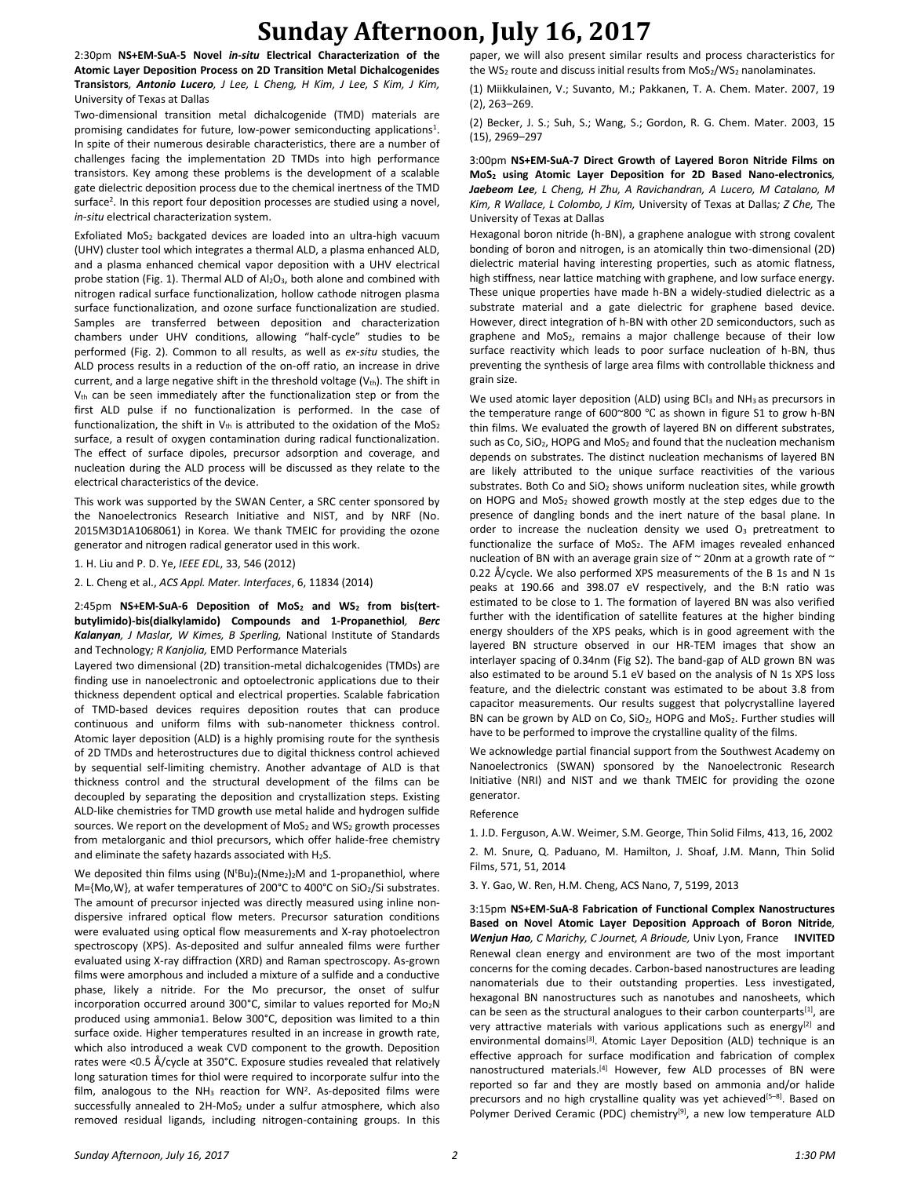# Sunday Afternoon, July 16, 2017

2:30pm **NS+EM-SuA-5 Novel *in-situ* Electrical Characterization of the Atomic Layer Deposition Process on 2D Transition Metal Dichalcogenides Transistors**, ***Antonio Lucero***, *J Lee, L Cheng, H Kim, J Lee, S Kim, J Kim,* University of Texas at Dallas

Two-dimensional transition metal dichalcogenide (TMD) materials are promising candidates for future, low-power semiconducting applications[1]. In spite of their numerous desirable characteristics, there are a number of challenges facing the implementation 2D TMDs into high performance transistors. Key among these problems is the development of a scalable gate dielectric deposition process due to the chemical inertness of the TMD surface[2]. In this report four deposition processes are studied using a novel, *in-situ* electrical characterization system.

Exfoliated $MoS_2$ backgated devices are loaded into an ultra-high vacuum (UHV) cluster tool which integrates a thermal ALD, a plasma enhanced ALD, and a plasma enhanced chemical vapor deposition with a UHV electrical probe station (Fig. 1). Thermal ALD of $Al_2O_3$, both alone and combined with nitrogen radical surface functionalization, hollow cathode nitrogen plasma surface functionalization, and ozone surface functionalization are studied. Samples are transferred between deposition and characterization chambers under UHV conditions, allowing "half-cycle" studies to be performed (Fig. 2). Common to all results, as well as *ex-situ* studies, the ALD process results in a reduction of the on-off ratio, an increase in drive current, and a large negative shift in the threshold voltage ($V_{th}$). The shift in $V_{th}$ can be seen immediately after the functionalization step or from the first ALD pulse if no functionalization is performed. In the case of functionalization, the shift in $V_{th}$ is attributed to the oxidation of the $MoS_2$ surface, a result of oxygen contamination during radical functionalization. The effect of surface dipoles, precursor adsorption and coverage, and nucleation during the ALD process will be discussed as they relate to the electrical characteristics of the device.

This work was supported by the SWAN Center, a SRC center sponsored by the Nanoelectronics Research Initiative and NIST, and by NRF (No. 2015M3D1A1068061) in Korea. We thank TMEIC for providing the ozone generator and nitrogen radical generator used in this work.

1. H. Liu and P. D. Ye, *IEEE EDL*, 33, 546 (2012)

2. L. Cheng et al., *ACS Appl. Mater. Interfaces*, 6, 11834 (2014)

2:45pm **NS+EM-SuA-6 Deposition of $MoS_2$ and $WS_2$ from bis(tert-butylimido)-bis(dialkylamido) Compounds and 1-Propanethiol**, ***Berc Kalanyan***, *J Maslar, W Kimes, B Sperling,* National Institute of Standards and Technology*; R Kanjolia,* EMD Performance Materials

Layered two dimensional (2D) transition-metal dichalcogenides (TMDs) are finding use in nanoelectronic and optoelectronic applications due to their thickness dependent optical and electrical properties. Scalable fabrication of TMD-based devices requires deposition routes that can produce continuous and uniform films with sub-nanometer thickness control. Atomic layer deposition (ALD) is a highly promising route for the synthesis of 2D TMDs and heterostructures due to digital thickness control achieved by sequential self-limiting chemistry. Another advantage of ALD is that thickness control and the structural development of the films can be decoupled by separating the deposition and crystallization steps. Existing ALD-like chemistries for TMD growth use metal halide and hydrogen sulfide sources. We report on the development of $MoS_2$ and $WS_2$ growth processes from metalorganic and thiol precursors, which offer halide-free chemistry and eliminate the safety hazards associated with $H_2S$.

We deposited thin films using $(N^tBu)_2(NMe_2)_2M$ and 1-propanethiol, where M={Mo,W}, at wafer temperatures of 200°C to 400°C on $SiO_2$/Si substrates. The amount of precursor injected was directly measured using inline non-dispersive infrared optical flow meters. Precursor saturation conditions were evaluated using optical flow measurements and X-ray photoelectron spectroscopy (XPS). As-deposited and sulfur annealed films were further evaluated using X-ray diffraction (XRD) and Raman spectroscopy. As-grown films were amorphous and included a mixture of a sulfide and a conductive phase, likely a nitride. For the Mo precursor, the onset of sulfur incorporation occurred around 300°C, similar to values reported for $Mo_2N$ produced using ammonia1. Below 300°C, deposition was limited to a thin surface oxide. Higher temperatures resulted in an increase in growth rate, which also introduced a weak CVD component to the growth. Deposition rates were <0.5 Å/cycle at 350°C. Exposure studies revealed that relatively long saturation times for thiol were required to incorporate sulfur into the film, analogous to the $NH_3$ reaction for WN[2]. As-deposited films were successfully annealed to 2H-$MoS_2$ under a sulfur atmosphere, which also removed residual ligands, including nitrogen-containing groups. In this paper, we will also present similar results and process characteristics for the $WS_2$ route and discuss initial results from $MoS_2$/$WS_2$ nanolaminates.

(1) Miikkulainen, V.; Suvanto, M.; Pakkanen, T. A. Chem. Mater. 2007, 19 (2), 263–269.

(2) Becker, J. S.; Suh, S.; Wang, S.; Gordon, R. G. Chem. Mater. 2003, 15 (15), 2969–297

3:00pm **NS+EM-SuA-7 Direct Growth of Layered Boron Nitride Films on $MoS_2$ using Atomic Layer Deposition for 2D Based Nano-electronics**, ***Jaebeom Lee***, *L Cheng, H Zhu, A Ravichandran, A Lucero, M Catalano, M Kim, R Wallace, L Colombo, J Kim,* University of Texas at Dallas*; Z Che,* The University of Texas at Dallas

Hexagonal boron nitride (h-BN), a graphene analogue with strong covalent bonding of boron and nitrogen, is an atomically thin two-dimensional (2D) dielectric material having interesting properties, such as atomic flatness, high stiffness, near lattice matching with graphene, and low surface energy. These unique properties have made h-BN a widely-studied dielectric as a substrate material and a gate dielectric for graphene based device. However, direct integration of h-BN with other 2D semiconductors, such as graphene and $MoS_2$, remains a major challenge because of their low surface reactivity which leads to poor surface nucleation of h-BN, thus preventing the synthesis of large area films with controllable thickness and grain size.

We used atomic layer deposition (ALD) using $BCl_3$ and $NH_3$ as precursors in the temperature range of 600~800 ℃ as shown in figure S1 to grow h-BN thin films. We evaluated the growth of layered BN on different substrates, such as Co, $SiO_2$, HOPG and $MoS_2$ and found that the nucleation mechanism depends on substrates. The distinct nucleation mechanisms of layered BN are likely attributed to the unique surface reactivities of the various substrates. Both Co and $SiO_2$ shows uniform nucleation sites, while growth on HOPG and $MoS_2$ showed growth mostly at the step edges due to the presence of dangling bonds and the inert nature of the basal plane. In order to increase the nucleation density we used $O_3$ pretreatment to functionalize the surface of $MoS_2$. The AFM images revealed enhanced nucleation of BN with an average grain size of ~ 20nm at a growth rate of ~ 0.22 Å/cycle. We also performed XPS measurements of the B 1s and N 1s peaks at 190.66 and 398.07 eV respectively, and the B:N ratio was estimated to be close to 1. The formation of layered BN was also verified further with the identification of satellite features at the higher binding energy shoulders of the XPS peaks, which is in good agreement with the layered BN structure observed in our HR-TEM images that show an interlayer spacing of 0.34nm (Fig S2). The band-gap of ALD grown BN was also estimated to be around 5.1 eV based on the analysis of N 1s XPS loss feature, and the dielectric constant was estimated to be about 3.8 from capacitor measurements. Our results suggest that polycrystalline layered BN can be grown by ALD on Co, $SiO_2$, HOPG and $MoS_2$. Further studies will have to be performed to improve the crystalline quality of the films.

We acknowledge partial financial support from the Southwest Academy on Nanoelectronics (SWAN) sponsored by the Nanoelectronic Research Initiative (NRI) and NIST and we thank TMEIC for providing the ozone generator.

Reference

1. J.D. Ferguson, A.W. Weimer, S.M. George, Thin Solid Films, 413, 16, 2002

2. M. Snure, Q. Paduano, M. Hamilton, J. Shoaf, J.M. Mann, Thin Solid Films, 571, 51, 2014

3. Y. Gao, W. Ren, H.M. Cheng, ACS Nano, 7, 5199, 2013

3:15pm **NS+EM-SuA-8 Fabrication of Functional Complex Nanostructures Based on Novel Atomic Layer Deposition Approach of Boron Nitride**, ***Wenjun Hao***, *C Marichy, C Journet, A Brioude,* Univ Lyon, France **INVITED**

Renewal clean energy and environment are two of the most important concerns for the coming decades. Carbon-based nanostructures are leading nanomaterials due to their outstanding properties. Less investigated, hexagonal BN nanostructures such as nanotubes and nanosheets, which can be seen as the structural analogues to their carbon counterparts[1], are very attractive materials with various applications such as energy[2] and environmental domains[3]. Atomic Layer Deposition (ALD) technique is an effective approach for surface modification and fabrication of complex nanostructured materials.[4] However, few ALD processes of BN were reported so far and they are mostly based on ammonia and/or halide precursors and no high crystalline quality was yet achieved[5–8]. Based on Polymer Derived Ceramic (PDC) chemistry[9], a new low temperature ALD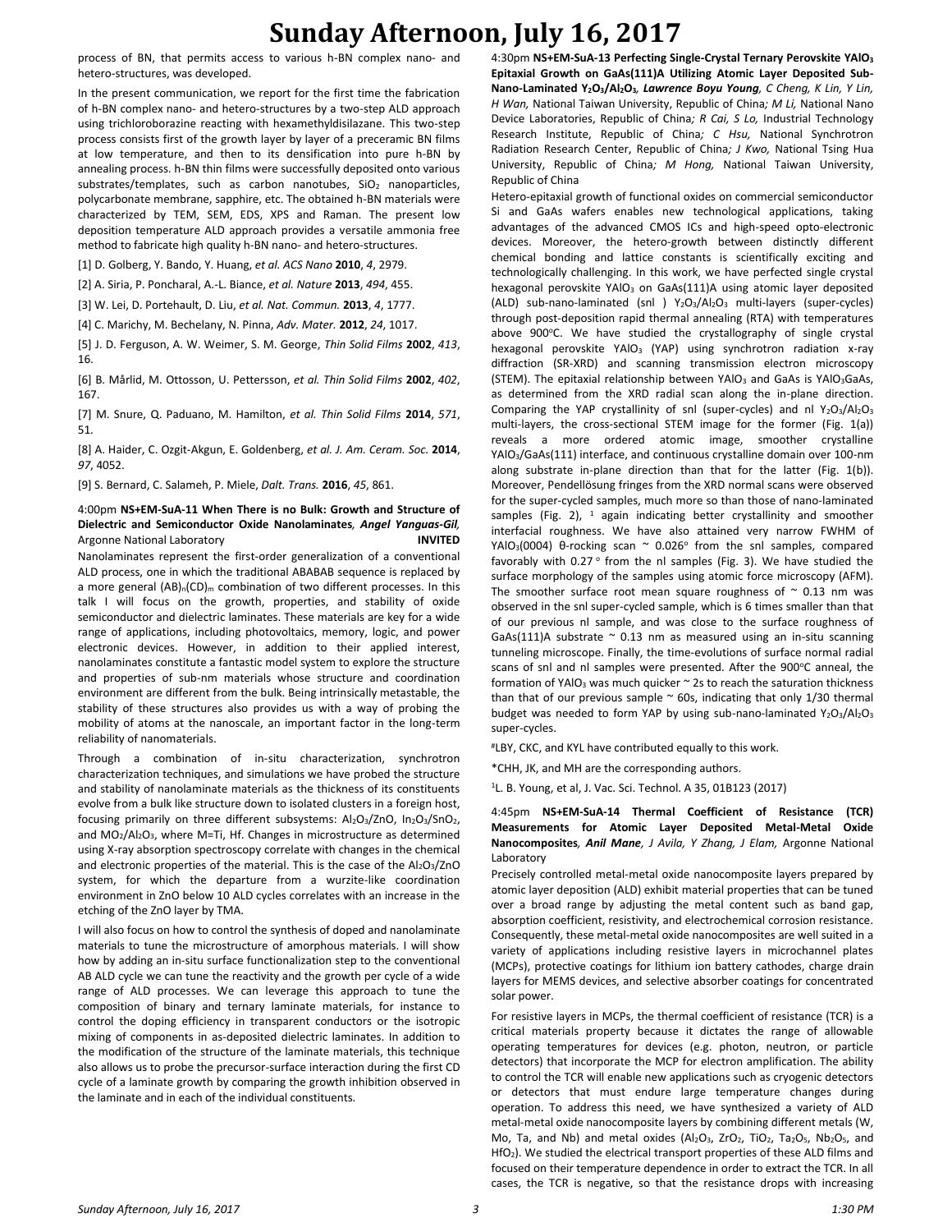process of BN, that permits access to various h-BN complex nano- and hetero-structures, was developed.

In the present communication, we report for the first time the fabrication of h-BN complex nano- and hetero-structures by a two-step ALD approach using trichloroborazine reacting with hexamethyldisilazane. This two-step process consists first of the growth layer by layer of a preceramic BN films at low temperature, and then to its densification into pure h-BN by annealing process. h-BN thin films were successfully deposited onto various substrates/templates, such as carbon nanotubes, $SiO_2$ nanoparticles, polycarbonate membrane, sapphire, etc. The obtained h-BN materials were characterized by TEM, SEM, EDS, XPS and Raman. The present low deposition temperature ALD approach provides a versatile ammonia free method to fabricate high quality h-BN nano- and hetero-structures.

[1] D. Golberg, Y. Bando, Y. Huang, *et al. ACS Nano* **2010**, *4*, 2979.

[2] A. Siria, P. Poncharal, A.-L. Biance, *et al. Nature* **2013**, *494*, 455.

[3] W. Lei, D. Portehault, D. Liu, *et al. Nat. Commun.* **2013**, *4*, 1777.

[4] C. Marichy, M. Bechelany, N. Pinna, *Adv. Mater.* **2012**, *24*, 1017.

[5] J. D. Ferguson, A. W. Weimer, S. M. George, *Thin Solid Films* **2002**, *413*, 16.

[6] B. Mårlid, M. Ottosson, U. Pettersson, *et al. Thin Solid Films* **2002**, *402*, 167.

[7] M. Snure, Q. Paduano, M. Hamilton, *et al. Thin Solid Films* **2014**, *571*, 51.

[8] A. Haider, C. Ozgit-Akgun, E. Goldenberg, *et al. J. Am. Ceram. Soc.* **2014**, *97*, 4052.

[9] S. Bernard, C. Salameh, P. Miele, *Dalt. Trans.* **2016**, *45*, 861.

4:00pm **NS+EM-SuA-11 When There is no Bulk: Growth and Structure of Dielectric and Semiconductor Oxide Nanolaminates**, ***Angel Yanguas-Gil***, Argonne National Laboratory **INVITED**

Nanolaminates represent the first-order generalization of a conventional ALD process, one in which the traditional ABABAB sequence is replaced by a more general $(AB)_n(CD)_m$ combination of two different processes. In this talk I will focus on the growth, properties, and stability of oxide semiconductor and dielectric laminates. These materials are key for a wide range of applications, including photovoltaics, memory, logic, and power electronic devices. However, in addition to their applied interest, nanolaminates constitute a fantastic model system to explore the structure and properties of sub-nm materials whose structure and coordination environment are different from the bulk. Being intrinsically metastable, the stability of these structures also provides us with a way of probing the mobility of atoms at the nanoscale, an important factor in the long-term reliability of nanomaterials.

Through a combination of in-situ characterization, synchrotron characterization techniques, and simulations we have probed the structure and stability of nanolaminate materials as the thickness of its constituents evolve from a bulk like structure down to isolated clusters in a foreign host, focusing primarily on three different subsystems: $Al_2O_3$/ZnO, $In_2O_3$/$SnO_2$, and $MO_2$/$Al_2O_3$, where M=Ti, Hf. Changes in microstructure as determined using X-ray absorption spectroscopy correlate with changes in the chemical and electronic properties of the material. This is the case of the $Al_2O_3$/ZnO system, for which the departure from a wurzite-like coordination environment in ZnO below 10 ALD cycles correlates with an increase in the etching of the ZnO layer by TMA.

I will also focus on how to control the synthesis of doped and nanolaminate materials to tune the microstructure of amorphous materials. I will show how by adding an in-situ surface functionalization step to the conventional AB ALD cycle we can tune the reactivity and the growth per cycle of a wide range of ALD processes. We can leverage this approach to tune the composition of binary and ternary laminate materials, for instance to control the doping efficiency in transparent conductors or the isotropic mixing of components in as-deposited dielectric laminates. In addition to the modification of the structure of the laminate materials, this technique also allows us to probe the precursor-surface interaction during the first CD cycle of a laminate growth by comparing the growth inhibition observed in the laminate and in each of the individual constituents.

4:30pm **NS+EM-SuA-13 Perfecting Single-Crystal Ternary Perovskite $YAlO_3$ Epitaxial Growth on GaAs(111)A Utilizing Atomic Layer Deposited Sub-Nano-Laminated $Y_2O_3$/$Al_2O_3$**, ***Lawrence Boyu Young***, *C Cheng, K Lin, Y Lin, H Wan,* National Taiwan University, Republic of China*; M Li,* National Nano Device Laboratories, Republic of China*; R Cai, S Lo,* Industrial Technology Research Institute, Republic of China*; C Hsu,* National Synchrotron Radiation Research Center, Republic of China*; J Kwo,* National Tsing Hua University, Republic of China*; M Hong,* National Taiwan University, Republic of China

Hetero-epitaxial growth of functional oxides on commercial semiconductor Si and GaAs wafers enables new technological applications, taking advantages of the advanced CMOS ICs and high-speed opto-electronic devices. Moreover, the hetero-growth between distinctly different chemical bonding and lattice constants is scientifically exciting and technologically challenging. In this work, we have perfected single crystal hexagonal perovskite $YAlO_3$ on GaAs(111)A using atomic layer deposited (ALD) sub-nano-laminated (snl ) $Y_2O_3$/$Al_2O_3$ multi-layers (super-cycles) through post-deposition rapid thermal annealing (RTA) with temperatures above 900°C. We have studied the crystallography of single crystal hexagonal perovskite $YAlO_3$ (YAP) using synchrotron radiation x-ray diffraction (SR-XRD) and scanning transmission electron microscopy (STEM). The epitaxial relationship between $YAlO_3$ and GaAs is $YAlO_3$GaAs, as determined from the XRD radial scan along the in-plane direction. Comparing the YAP crystallinity of snl (super-cycles) and nl $Y_2O_3$/$Al_2O_3$ multi-layers, the cross-sectional STEM image for the former (Fig. 1(a)) reveals a more ordered atomic image, smoother crystalline $YAlO_3$/GaAs(111) interface, and continuous crystalline domain over 100-nm along substrate in-plane direction than that for the latter (Fig. 1(b)). Moreover, Pendellösung fringes from the XRD normal scans were observed for the super-cycled samples, much more so than those of nano-laminated samples (Fig. 2), [1] again indicating better crystallinity and smoother interfacial roughness. We have also attained very narrow FWHM of $YAlO_3$(0004) θ-rocking scan ~ 0.026° from the snl samples, compared favorably with 0.27° from the nl samples (Fig. 3). We have studied the surface morphology of the samples using atomic force microscopy (AFM). The smoother surface root mean square roughness of ~ 0.13 nm was observed in the snl super-cycled sample, which is 6 times smaller than that of our previous nl sample, and was close to the surface roughness of GaAs(111)A substrate ~ 0.13 nm as measured using an in-situ scanning tunneling microscope. Finally, the time-evolutions of surface normal radial scans of snl and nl samples were presented. After the 900°C anneal, the formation of $YAlO_3$ was much quicker ~ 2s to reach the saturation thickness than that of our previous sample ~ 60s, indicating that only 1/30 thermal budget was needed to form YAP by using sub-nano-laminated $Y_2O_3$/$Al_2O_3$ super-cycles.

[#]LBY, CKC, and KYL have contributed equally to this work.

*CHH, JK, and MH are the corresponding authors.

[1]L. B. Young, et al, J. Vac. Sci. Technol. A 35, 01B123 (2017)

4:45pm **NS+EM-SuA-14 Thermal Coefficient of Resistance (TCR) Measurements for Atomic Layer Deposited Metal-Metal Oxide Nanocomposites**, ***Anil Mane***, *J Avila, Y Zhang, J Elam,* Argonne National Laboratory

Precisely controlled metal-metal oxide nanocomposite layers prepared by atomic layer deposition (ALD) exhibit material properties that can be tuned over a broad range by adjusting the metal content such as band gap, absorption coefficient, resistivity, and electrochemical corrosion resistance. Consequently, these metal-metal oxide nanocomposites are well suited in a variety of applications including resistive layers in microchannel plates (MCPs), protective coatings for lithium ion battery cathodes, charge drain layers for MEMS devices, and selective absorber coatings for concentrated solar power.

For resistive layers in MCPs, the thermal coefficient of resistance (TCR) is a critical materials property because it dictates the range of allowable operating temperatures for devices (e.g. photon, neutron, or particle detectors) that incorporate the MCP for electron amplification. The ability to control the TCR will enable new applications such as cryogenic detectors or detectors that must endure large temperature changes during operation. To address this need, we have synthesized a variety of ALD metal-metal oxide nanocomposite layers by combining different metals (W, Mo, Ta, and Nb) and metal oxides ($Al_2O_3$, $ZrO_2$, $TiO_2$, $Ta_2O_5$, $Nb_2O_5$, and $HfO_2$). We studied the electrical transport properties of these ALD films and focused on their temperature dependence in order to extract the TCR. In all cases, the TCR is negative, so that the resistance drops with increasing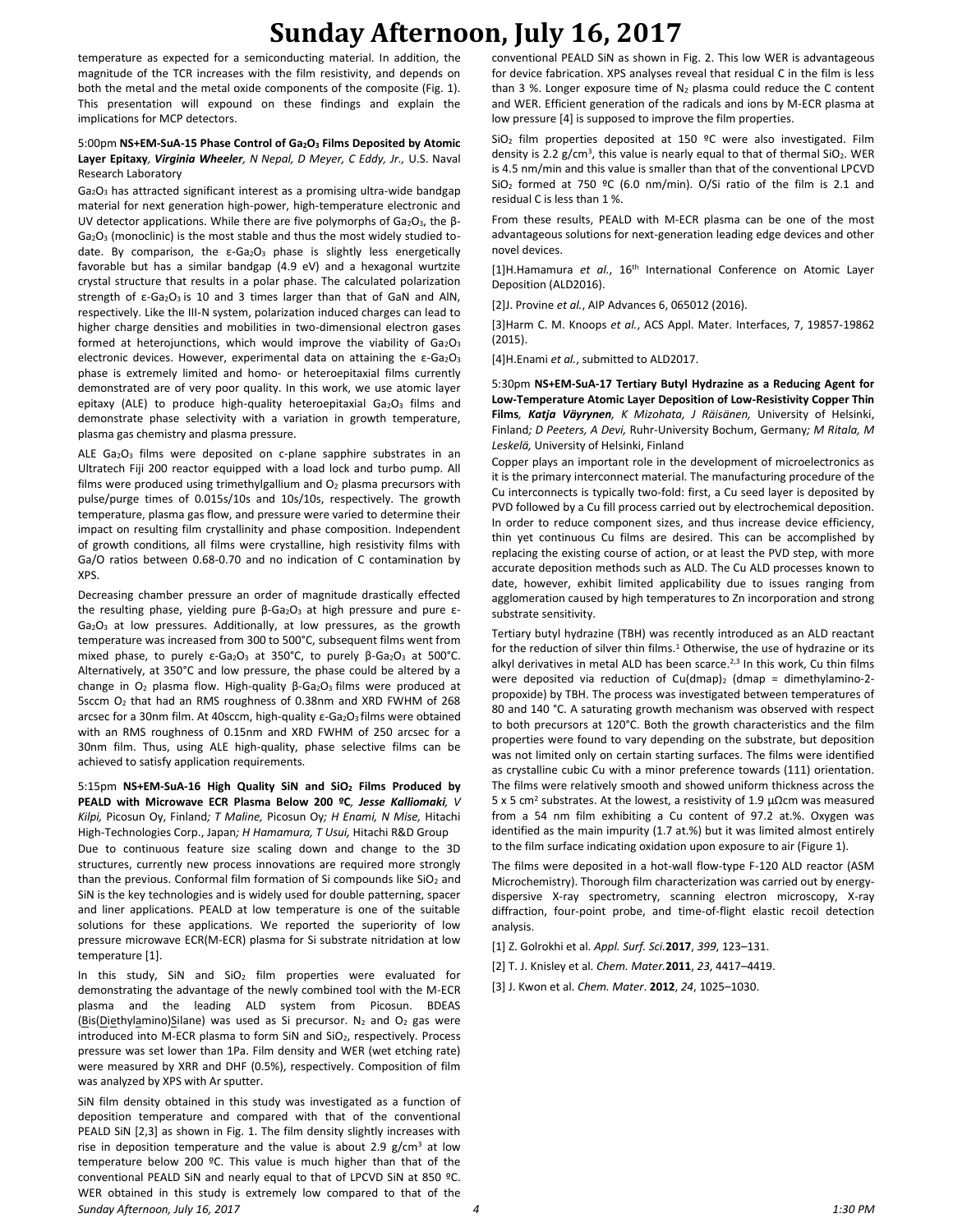temperature as expected for a semiconducting material. In addition, the magnitude of the TCR increases with the film resistivity, and depends on both the metal and the metal oxide components of the composite (Fig. 1). This presentation will expound on these findings and explain the implications for MCP detectors.

5:00pm **NS+EM-SuA-15 Phase Control of $Ga_2O_3$ Films Deposited by Atomic Layer Epitaxy**, ***Virginia Wheeler**, N Nepal, D Meyer, C Eddy, Jr.,* U.S. Naval Research Laboratory

$Ga_2O_3$ has attracted significant interest as a promising ultra-wide bandgap material for next generation high-power, high-temperature electronic and UV detector applications. While there are five polymorphs of $Ga_2O_3$, the β-$Ga_2O_3$ (monoclinic) is the most stable and thus the most widely studied to-date. By comparison, the ε-$Ga_2O_3$ phase is slightly less energetically favorable but has a similar bandgap (4.9 eV) and a hexagonal wurtzite crystal structure that results in a polar phase. The calculated polarization strength of ε-$Ga_2O_3$ is 10 and 3 times larger than that of GaN and AlN, respectively. Like the III-N system, polarization induced charges can lead to higher charge densities and mobilities in two-dimensional electron gases formed at heterojunctions, which would improve the viability of $Ga_2O_3$ electronic devices. However, experimental data on attaining the ε-$Ga_2O_3$ phase is extremely limited and homo- or heteroepitaxial films currently demonstrated are of very poor quality. In this work, we use atomic layer epitaxy (ALE) to produce high-quality heteroepitaxial $Ga_2O_3$ films and demonstrate phase selectivity with a variation in growth temperature, plasma gas chemistry and plasma pressure.

ALE $Ga_2O_3$ films were deposited on c-plane sapphire substrates in an Ultratech Fiji 200 reactor equipped with a load lock and turbo pump. All films were produced using trimethylgallium and $O_2$ plasma precursors with pulse/purge times of 0.015s/10s and 10s/10s, respectively. The growth temperature, plasma gas flow, and pressure were varied to determine their impact on resulting film crystallinity and phase composition. Independent of growth conditions, all films were crystalline, high resistivity films with Ga/O ratios between 0.68-0.70 and no indication of C contamination by XPS.

Decreasing chamber pressure an order of magnitude drastically effected the resulting phase, yielding pure β-$Ga_2O_3$ at high pressure and pure ε-$Ga_2O_3$ at low pressures. Additionally, at low pressures, as the growth temperature was increased from 300 to 500°C, subsequent films went from mixed phase, to purely ε-$Ga_2O_3$ at 350°C, to purely β-$Ga_2O_3$ at 500°C. Alternatively, at 350°C and low pressure, the phase could be altered by a change in $O_2$ plasma flow. High-quality β-$Ga_2O_3$ films were produced at 5sccm $O_2$ that had an RMS roughness of 0.38nm and XRD FWHM of 268 arcsec for a 30nm film. At 40sccm, high-quality ε-$Ga_2O_3$ films were obtained with an RMS roughness of 0.15nm and XRD FWHM of 250 arcsec for a 30nm film. Thus, using ALE high-quality, phase selective films can be achieved to satisfy application requirements.

5:15pm **NS+EM-SuA-16 High Quality SiN and $SiO_2$ Films Produced by PEALD with Microwave ECR Plasma Below 200 ºC**, ***Jesse Kalliomaki**, V Kilpi,* Picosun Oy, Finland*; T Maline,* Picosun Oy*; H Enami, N Mise,* Hitachi High-Technologies Corp., Japan*; H Hamamura, T Usui,* Hitachi R&D Group

Due to continuous feature size scaling down and change to the 3D structures, currently new process innovations are required more strongly than the previous. Conformal film formation of Si compounds like $SiO_2$ and SiN is the key technologies and is widely used for double patterning, spacer and liner applications. PEALD at low temperature is one of the suitable solutions for these applications. We reported the superiority of low pressure microwave ECR(M-ECR) plasma for Si substrate nitridation at low temperature [1].

In this study, SiN and $SiO_2$ film properties were evaluated for demonstrating the advantage of the newly combined tool with the M-ECR plasma and the leading ALD system from Picosun. BDEAS (Bis(Diethylamino)Silane) was used as Si precursor. $N_2$ and $O_2$ gas were introduced into M-ECR plasma to form SiN and $SiO_2$, respectively. Process pressure was set lower than 1Pa. Film density and WER (wet etching rate) were measured by XRR and DHF (0.5%), respectively. Composition of film was analyzed by XPS with Ar sputter.

SiN film density obtained in this study was investigated as a function of deposition temperature and compared with that of the conventional PEALD SiN [2,3] as shown in Fig. 1. The film density slightly increases with rise in deposition temperature and the value is about 2.9 g/cm$^3$ at low temperature below 200 ºC. This value is much higher than that of the conventional PEALD SiN and nearly equal to that of LPCVD SiN at 850 ºC. WER obtained in this study is extremely low compared to that of the conventional PEALD SiN as shown in Fig. 2. This low WER is advantageous for device fabrication. XPS analyses reveal that residual C in the film is less than 3 %. Longer exposure time of $N_2$ plasma could reduce the C content and WER. Efficient generation of the radicals and ions by M-ECR plasma at low pressure [4] is supposed to improve the film properties.

$SiO_2$ film properties deposited at 150 ºC were also investigated. Film density is 2.2 g/cm$^3$, this value is nearly equal to that of thermal $SiO_2$. WER is 4.5 nm/min and this value is smaller than that of the conventional LPCVD $SiO_2$ formed at 750 ºC (6.0 nm/min). O/Si ratio of the film is 2.1 and residual C is less than 1 %.

From these results, PEALD with M-ECR plasma can be one of the most advantageous solutions for next-generation leading edge devices and other novel devices.

[1]H.Hamamura *et al.*, 16th International Conference on Atomic Layer Deposition (ALD2016).

[2]J. Provine *et al.*, AIP Advances 6, 065012 (2016).

[3]Harm C. M. Knoops *et al.*, ACS Appl. Mater. Interfaces, 7, 19857-19862 (2015).

[4]H.Enami *et al.*, submitted to ALD2017.

5:30pm **NS+EM-SuA-17 Tertiary Butyl Hydrazine as a Reducing Agent for Low-Temperature Atomic Layer Deposition of Low-Resistivity Copper Thin Films**, ***Katja Väyrynen**, K Mizohata, J Räisänen,* University of Helsinki, Finland*; D Peeters, A Devi,* Ruhr-University Bochum, Germany*; M Ritala, M Leskelä,* University of Helsinki, Finland

Copper plays an important role in the development of microelectronics as it is the primary interconnect material. The manufacturing procedure of the Cu interconnects is typically two-fold: first, a Cu seed layer is deposited by PVD followed by a Cu fill process carried out by electrochemical deposition. In order to reduce component sizes, and thus increase device efficiency, thin yet continuous Cu films are desired. This can be accomplished by replacing the existing course of action, or at least the PVD step, with more accurate deposition methods such as ALD. The Cu ALD processes known to date, however, exhibit limited applicability due to issues ranging from agglomeration caused by high temperatures to Zn incorporation and strong substrate sensitivity.

Tertiary butyl hydrazine (TBH) was recently introduced as an ALD reactant for the reduction of silver thin films.[1] Otherwise, the use of hydrazine or its alkyl derivatives in metal ALD has been scarce.[2,3] In this work, Cu thin films were deposited via reduction of $Cu(dmap)_2$ (dmap = dimethylamino-2-propoxide) by TBH. The process was investigated between temperatures of 80 and 140 °C. A saturating growth mechanism was observed with respect to both precursors at 120°C. Both the growth characteristics and the film properties were found to vary depending on the substrate, but deposition was not limited only on certain starting surfaces. The films were identified as crystalline cubic Cu with a minor preference towards (111) orientation. The films were relatively smooth and showed uniform thickness across the 5 x 5 cm$^2$ substrates. At the lowest, a resistivity of 1.9 μΩcm was measured from a 54 nm film exhibiting a Cu content of 97.2 at.%. Oxygen was identified as the main impurity (1.7 at.%) but it was limited almost entirely to the film surface indicating oxidation upon exposure to air (Figure 1).

The films were deposited in a hot-wall flow-type F-120 ALD reactor (ASM Microchemistry). Thorough film characterization was carried out by energy-dispersive X-ray spectrometry, scanning electron microscopy, X-ray diffraction, four-point probe, and time-of-flight elastic recoil detection analysis.

[1] Z. Golrokhi et al. *Appl. Surf. Sci.* **2017**, *399*, 123–131.

[2] T. J. Knisley et al. *Chem. Mater.* **2011**, *23*, 4417–4419.

[3] J. Kwon et al. *Chem. Mater*. **2012**, *24*, 1025–1030.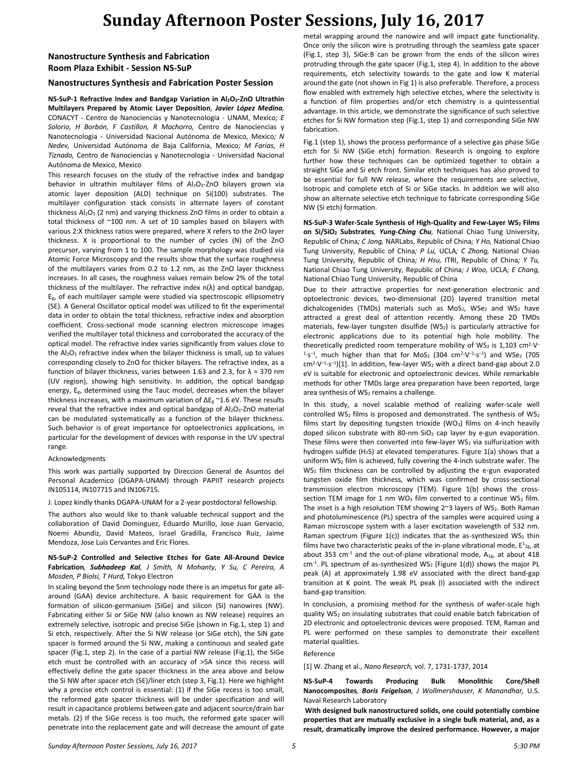# Sunday Afternoon Poster Sessions, July 16, 2017

## Nanostructure Synthesis and Fabrication
## Room Plaza Exhibit - Session NS-SuP

### Nanostructures Synthesis and Fabrication Poster Session

**NS-SuP-1 Refractive Index and Bandgap Variation in $Al_2O_3$-ZnO Ultrathin Multilayers Prepared by Atomic Layer Deposition**, ***Javier López Medina***, CONACYT - Centro de Nanociencias y Nanotecnologia - UNAM, Mexico; *E Solorio, H Borbón, F Castillon, R Machorro,* Centro de Nanociencias y Nanotecnologia - Universidad Nacional Autónoma de Mexico, Mexico; *N Nedev,* Universidad Autónoma de Baja California, Mexico; *M Farias, H Tiznado,* Centro de Nanociencias y Nanotecnologia - Universidad Nacional Autónoma de Mexico, Mexico

This research focuses on the study of the refractive index and bandgap behavior in ultrathin multilayer films of $Al_2O_3$-ZnO bilayers grown via atomic layer deposition (ALD) technique on Si(100) substrates. The multilayer configuration stack consists in alternate layers of constant thickness $Al_2O_3$ (2 nm) and varying thickness ZnO films in order to obtain a total thickness of ~100 nm. A set of 10 samples based on bilayers with various 2:X thickness ratios were prepared, where X refers to the ZnO layer thickness. X is proportional to the number of cycles (N) of the ZnO precursor, varying from 1 to 100. The sample morphology was studied via Atomic Force Microscopy and the results show that the surface roughness of the multilayers varies from 0.2 to 1.2 nm, as the ZnO layer thickness increases. In all cases, the roughness values remain below 2% of the total thickness of the multilayer. The refractive index n(λ) and optical bandgap, $E_g$, of each multilayer sample were studied via spectroscopic ellipsometry (SE). A General Oscillator optical model was utilized to fit the experimental data in order to obtain the total thickness, refractive index and absorption coefficient. Cross-sectional mode scanning electron microscope images verified the multilayer total thickness and corroborated the accuracy of the optical model. The refractive index varies significantly from values close to the $Al_2O_3$ refractive index when the bilayer thickness is small, up to values corresponding closely to ZnO for thicker bilayers. The refractive index, as a function of bilayer thickness, varies between 1.63 and 2.3, for λ ≈ 370 nm (UV region), showing high sensitivity. In addition, the optical bandgap energy, $E_g$, determined using the Tauc model, decreases when the bilayer thickness increases, with a maximum variation of $\Delta E_g$ ~1.6 eV. These results reveal that the refractive index and optical bandgap of $Al_2O_3$-ZnO material can be modulated systematically as a function of the bilayer thickness. Such behavior is of great importance for optoelectronics applications, in particular for the development of devices with response in the UV spectral range.

Acknowledgments

This work was partially supported by Direccion General de Asuntos del Personal Academico (DGAPA-UNAM) through PAPIIT research projects IN105114, IN107715 and IN106715.

J. Lopez kindly thanks DGAPA-UNAM for a 2-year postdoctoral fellowship.

The authors also would like to thank valuable technical support and the collaboration of David Dominguez, Eduardo Murillo, Jose Juan Gervacio, Noemi Abundiz, David Mateos, Israel Gradilla, Francisco Ruiz, Jaime Mendoza, Jose Luis Cervantes and Eric Flores.

**NS-SuP-2 Controlled and Selective Etches for Gate All-Around Device Fabrication**, ***Subhadeep Kal***, *J Smith, N Mohanty, Y Su, C Pereira, A Mosden, P Biolsi, T Hurd,* Tokyo Electron

In scaling beyond the 5nm technology node there is an impetus for gate all-around (GAA) device architecture. A basic requirement for GAA is the formation of silicon-germanium (SiGe) and silicon (Si) nanowires (NW). Fabricating either Si or SiGe NW (also known as NW release) requires an extremely selective, isotropic and precise SiGe (shown in Fig.1, step 1) and Si etch, respectively. After the Si NW release (or SiGe etch), the SiN gate spacer is formed around the Si NW, making a continuous and sealed gate spacer (Fig.1, step 2). In the case of a partial NW release (Fig.1), the SiGe etch must be controlled with an accuracy of >5A since this recess will effectively define the gate spacer thickness in the area above and below the Si NW after spacer etch (SE)/liner etch (step 3, Fig.1). Here we highlight why a precise etch control is essential: (1) if the SiGe recess is too small, the reformed gate spacer thickness will be under specification and will result in capacitance problems between gate and adjacent source/drain bar metals. (2) If the SiGe recess is too much, the reformed gate spacer will penetrate into the replacement gate and will decrease the amount of gate metal wrapping around the nanowire and will impact gate functionality. Once only the silicon wire is protruding through the seamless gate spacer (Fig.1, step 3), SiGe:B can be grown from the ends of the silicon wires protruding through the gate spacer (Fig.1, step 4). In addition to the above requirements, etch selectivity towards to the gate and low K material around the gate (not shown in Fig 1) is also preferable. Therefore, a process flow enabled with extremely high selective etches, where the selectivity is a function of film properties and/or etch chemistry is a quintessential advantage. In this article, we demonstrate the significance of such selective etches for Si NW formation step (Fig.1, step 1) and corresponding SiGe NW fabrication.

Fig.1 (step 1), shows the process performance of a selective gas phase SiGe etch for Si NW (SiGe etch) formation. Research is ongoing to explore further how these techniques can be optimized together to obtain a straight SiGe and Si etch front. Similar etch techniques has also proved to be essential for full NW release, where the requirements are selective, isotropic and complete etch of Si or SiGe stacks. In addition we will also show an alternate selective etch technique to fabricate corresponding SiGe NW (Si etch) formation.

**NS-SuP-3 Wafer-Scale Synthesis of High-Quality and Few-Layer $WS_2$ Films on $Si/SiO_2$ Substrates**, ***Yung-Ching Chu***, National Chiao Tung University, Republic of China; *C Jong,* NARLabs, Republic of China; *Y Ho,* National Chiao Tung University, Republic of China; *P Lu,* UCLA; *C Zhong,* National Chiao Tung University, Republic of China; *H Hsu,* ITRI, Republic of China; *Y Tu,* National Chiao Tung University, Republic of China; *J Woo,* UCLA; *E Chang,* National Chiao Tung University, Republic of China

Due to their attractive properties for next-generation electronic and optoelectronic devices, two-dimensional (2D) layered transition metal dichalcogenides (TMDs) materials such as $MoS_2$, $WSe_2$ and $WS_2$ have attracted a great deal of attention recently. Among these 2D TMDs materials, few-layer tungsten disulfide ($WS_2$) is particularly attractive for electronic applications due to its potential high hole mobility. The theoretically predicted room temperature mobility of $WS_2$ is 1,103 $cm^2 \cdot V^{-1} \cdot s^{-1}$, much higher than that for $MoS_2$ (304 $cm^2 \cdot V^{-1} \cdot s^{-1}$) and $WSe_2$ (705 $cm^2 \cdot V^{-1} \cdot s^{-1}$)[1]. In addition, few-layer $WS_2$ with a direct band-gap about 2.0 eV is suitable for electronic and optoelectronic devices. While remarkable methods for other TMDs large area preparation have been reported, large area synthesis of $WS_2$ remains a challenge.

In this study, a novel scalable method of realizing wafer-scale well controlled $WS_2$ films is proposed and demonstrated. The synthesis of $WS_2$ films start by depositing tungsten trioxide ($WO_3$) films on 4-inch heavily doped silicon substrate with 80-nm $SiO_2$ cap layer by e-gun evaporation. These films were then converted into few-layer $WS_2$ via sulfurization with hydrogen sulfide ($H_2S$) at elevated temperatures. Figure 1(a) shows that a uniform $WS_2$ film is achieved, fully covering the 4-inch substrate wafer. The $WS_2$ film thickness can be controlled by adjusting the e-gun evaporated tungsten oxide film thickness, which was confirmed by cross-sectional transmission electron microscopy (TEM). Figure 1(b) shows the cross-section TEM image for 1 nm $WO_3$ film converted to a continue $WS_2$ film. The inset is a high resolution TEM showing 2~3 layers of $WS_2$. Both Raman and photoluminescence (PL) spectra of the samples were acquired using a Raman microscope system with a laser excitation wavelength of 532 nm. Raman spectrum (Figure 1(c)) indicates that the as-synthesized $WS_2$ thin films have two characteristic peaks of the in-plane vibrational mode, $E^1_{2g}$, at about 353 $cm^{-1}$ and the out-of-plane vibrational mode, $A_{1g}$, at about 418 $cm^{-1}$. PL spectrum of as-synthesized $WS_2$ (Figure 1(d)) shows the major PL peak (A) at approximately 1.98 eV associated with the direct band-gap transition at K point. The weak PL peak (I) associated with the indirect band-gap transition.

In conclusion, a promising method for the synthesis of wafer-scale high quality $WS_2$ on insulating substrates that could enable batch fabrication of 2D electronic and optoelectronic devices were proposed. TEM, Raman and PL were performed on these samples to demonstrate their excellent material qualities.

Reference

[1] W. Zhang et al., *Nano Research,* vol. 7, 1731-1737, 2014

**NS-SuP-4 Towards Producing Bulk Monolithic Core/Shell Nanocomposites**, ***Boris Feigelson***, *J Wollmershauser, K Manandhar,* U.S. Naval Research Laboratory

**With designed bulk nanostructured solids, one could potentially combine properties that are mutually exclusive in a single bulk material, and, as a result, dramatically improve the desired performance. However, a major**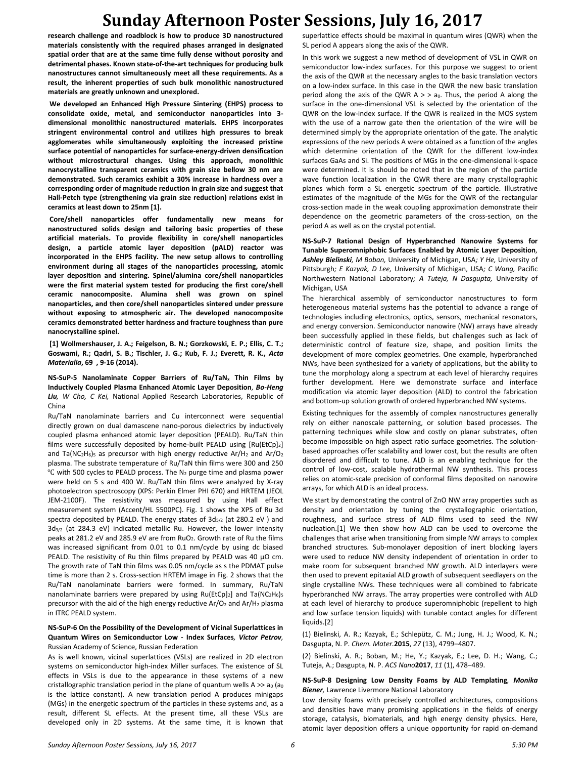**research challenge and roadblock is how to produce 3D nanostructured materials consistently with the required phases arranged in designated spatial order that are at the same time fully dense without porosity and detrimental phases. Known state-of-the-art techniques for producing bulk nanostructures cannot simultaneously meet all these requirements. As a result, the inherent properties of such bulk monolithic nanostructured materials are greatly unknown and unexplored.**

**We developed an Enhanced High Pressure Sintering (EHPS) process to consolidate oxide, metal, and semiconductor nanoparticles into 3-dimensional monolithic nanostructured materials. EHPS incorporates stringent environmental control and utilizes high pressures to break agglomerates while simultaneously exploiting the increased pristine surface potential of nanoparticles for surface-energy-driven densification without microstructural changes. Using this approach, monolithic nanocrystalline transparent ceramics with grain size bellow 30 nm are demonstrated. Such ceramics exhibit a 30% increase in hardness over a corresponding order of magnitude reduction in grain size and suggest that Hall-Petch type (strengthening via grain size reduction) relations exist in ceramics at least down to 25nm [1].**

**Core/shell nanoparticles offer fundamentally new means for nanostructured solids design and tailoring basic properties of these artificial materials. To provide flexibility in core/shell nanoparticles design, a particle atomic layer deposition (pALD) reactor was incorporated in the EHPS facility. The new setup allows to controlling environment during all stages of the nanoparticles processing, atomic layer deposition and sintering. Spinel/alumina core/shell nanoparticles were the first material system tested for producing the first core/shell ceramic nanocomposite. Alumina shell was grown on spinel nanoparticles, and then core/shell nanoparticles sintered under pressure without exposing to atmospheric air. The developed nanocomposite ceramics demonstrated better hardness and fracture toughness than pure nanocrystalline spinel.**

**[1] Wollmershauser, J. A.; Feigelson, B. N.; Gorzkowski, E. P.; Ellis, C. T.; Goswami, R.; Qadri, S. B.; Tischler, J. G.; Kub, F. J.; Everett, R. K., *Acta Materialia*, 69 , 9-16 (2014).**

**NS-SuP-5 Nanolaminate Copper Barriers of Ru/TaN$_x$ Thin Films by Inductively Coupled Plasma Enhanced Atomic Layer Deposition**, ***Bo-Heng Liu****, W Cho, C Kei,* National Applied Research Laboratories, Republic of China

Ru/TaN nanolaminate barriers and Cu interconnect were sequential directly grown on dual damascene nano-porous dielectrics by inductively coupled plasma enhanced atomic layer deposition (PEALD). Ru/TaN thin films were successfully deposited by home-built PEALD using [Ru(EtCp)$_2$] and Ta(NC$_2$H$_6$)$_5$ as precursor with high energy reductive Ar/H$_2$ and Ar/O$_2$ plasma. The substrate temperature of Ru/TaN thin films were 300 and 250 ℃ with 500 cycles to PEALD process. The N$_2$ purge time and plasma power were held on 5 s and 400 W. Ru/TaN thin films were analyzed by X-ray photoelectron spectroscopy (XPS: Perkin Elmer PHI 670) and HRTEM (JEOL JEM-2100F). The resistivity was measured by using Hall effect measurement system (Accent/HL 5500PC). Fig. 1 shows the XPS of Ru 3d spectra deposited by PEALD. The energy states of 3d$_{5/2}$ (at 280.2 eV ) and 3d$_{3/2}$ (at 284.3 eV) indicated metallic Ru. However, the lower intensity peaks at 281.2 eV and 285.9 eV are from RuO$_2$. Growth rate of Ru the films was increased significant from 0.01 to 0.1 nm/cycle by using dc biased PEALD. The resistivity of Ru thin films prepared by PEALD was 40 μΩ cm. The growth rate of TaN thin films was 0.05 nm/cycle as s the PDMAT pulse time is more than 2 s. Cross-section HRTEM image in Fig. 2 shows that the Ru/TaN nanolaminate barriers were formed. In summary, Ru/TaN nanolaminate barriers were prepared by using Ru(EtCp]$_2$] and Ta(NC$_2$H$_6$)$_5$ precursor with the aid of the high energy reductive Ar/O$_2$ and Ar/H$_2$ plasma in ITRC PEALD system.

**NS-SuP-6 On the Possibility of the Development of Vicinal Superlattices in Quantum Wires on Semiconductor Low - Index Surfaces**, ***Victor Petrov****,* Russian Academy of Science, Russian Federation

As is well known, vicinal superlattices (VSLs) are realized in 2D electron systems on semiconductor high-index Miller surfaces. The existence of SL effects in VSLs is due to the appearance in these systems of a new cristallographic translation period in the plane of quantum wells $A >> a_0$ ($a_0$ is the lattice constant). A new translation period A produces minigaps (MGs) in the energetic spectrum of the particles in these systems and, as a result, different SL effects. At the present time, all these VSLs are developed only in 2D systems. At the same time, it is known that superlattice effects should be maximal in quantum wires (QWR) when the SL period A appears along the axis of the QWR.

In this work we suggest a new method of development of VSL in QWR on semiconductor low-index surfaces. For this purpose we suggest to orient the axis of the QWR at the necessary angles to the basic translation vectors on a low-index surface. In this case in the QWR the new basic translation period along the axis of the QWR $A >> a_0$. Thus, the period A along the surface in the one-dimensional VSL is selected by the orientation of the QWR on the low-index surface. If the QWR is realized in the MOS system with the use of a narrow gate then the orientation of the wire will be determined simply by the appropriate orientation of the gate. The analytic expressions of the new periods A were obtained as a function of the angles which determine orientation of the QWR for the different low-index surfaces GaAs and Si. The positions of MGs in the one-dimensional k-space were determined. It is should be noted that in the region of the particle wave function localization in the QWR there are many crystallographic planes which form a SL energetic spectrum of the particle. Illustrative estimates of the magnitude of the MGs for the QWR of the rectangular cross-section made in the weak coupling approximation demonstrate their dependence on the geometric parameters of the cross-section, on the period A as well as on the crystal potential.

**NS-SuP-7 Rational Design of Hyperbranched Nanowire Systems for Tunable Superomniphobic Surfaces Enabled by Atomic Layer Deposition**, ***Ashley Bielinski****, M Boban,* University of Michigan, USA*; Y He,* University of Pittsburgh*; E Kazyak, D Lee,* University of Michigan, USA*; C Wang,* Pacific Northwestern National Laboratory*; A Tuteja, N Dasgupta,* University of Michigan, USA

The hierarchical assembly of semiconductor nanostructures to form heterogeneous material systems has the potential to advance a range of technologies including electronics, optics, sensors, mechanical resonators, and energy conversion. Semiconductor nanowire (NW) arrays have already been successfully applied in these fields, but challenges such as lack of deterministic control of feature size, shape, and position limits the development of more complex geometries. One example, hyperbranched NWs, have been synthesized for a variety of applications, but the ability to tune the morphology along a spectrum at each level of hierarchy requires further development. Here we demonstrate surface and interface modification via atomic layer deposition (ALD) to control the fabrication and bottom-up solution growth of ordered hyperbranched NW systems.

Existing techniques for the assembly of complex nanostructures generally rely on either nanoscale patterning, or solution based processes. The patterning techniques while slow and costly on planar substrates, often become impossible on high aspect ratio surface geometries. The solution-based approaches offer scalability and lower cost, but the results are often disordered and difficult to tune. ALD is an enabling technique for the control of low-cost, scalable hydrothermal NW synthesis. This process relies on atomic-scale precision of conformal films deposited on nanowire arrays, for which ALD is an ideal process.

We start by demonstrating the control of ZnO NW array properties such as density and orientation by tuning the crystallographic orientation, roughness, and surface stress of ALD films used to seed the NW nucleation.[1] We then show how ALD can be used to overcome the challenges that arise when transitioning from simple NW arrays to complex branched structures. Sub-monolayer deposition of inert blocking layers were used to reduce NW density independent of orientation in order to make room for subsequent branched NW growth. ALD interlayers were then used to prevent epitaxial ALD growth of subsequent seedlayers on the single crystalline NWs. These techniques were all combined to fabricate hyperbranched NW arrays. The array properties were controlled with ALD at each level of hierarchy to produce superomniphobic (repellent to high and low surface tension liquids) with tunable contact angles for different liquids.[2]

(1) Bielinski, A. R.; Kazyak, E.; Schlepütz, C. M.; Jung, H. J.; Wood, K. N.; Dasgupta, N. P. *Chem. Mater.***2015**, *27* (13), 4799–4807.

(2) Bielinski, A. R.; Boban, M.; He, Y.; Kazyak, E.; Lee, D. H.; Wang, C.; Tuteja, A.; Dasgupta, N. P. *ACS Nano***2017**, *11* (1), 478–489.

**NS-SuP-8 Designing Low Density Foams by ALD Templating**, ***Monika Biener****,* Lawrence Livermore National Laboratory

Low density foams with precisely controlled architectures, compositions and densities have many promising applications in the fields of energy storage, catalysis, biomaterials, and high energy density physics. Here, atomic layer deposition offers a unique opportunity for rapid on-demand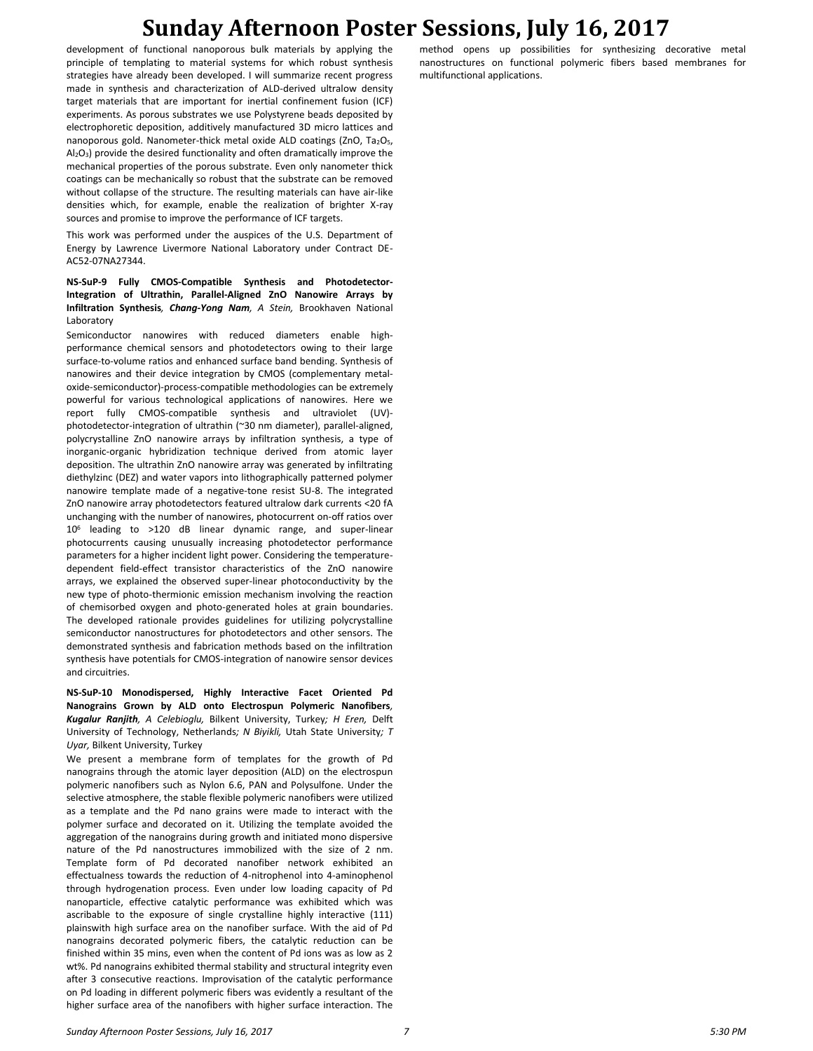development of functional nanoporous bulk materials by applying the principle of templating to material systems for which robust synthesis strategies have already been developed. I will summarize recent progress made in synthesis and characterization of ALD-derived ultralow density target materials that are important for inertial confinement fusion (ICF) experiments. As porous substrates we use Polystyrene beads deposited by electrophoretic deposition, additively manufactured 3D micro lattices and nanoporous gold. Nanometer-thick metal oxide ALD coatings (ZnO, $Ta_2O_5$, $Al_2O_3$) provide the desired functionality and often dramatically improve the mechanical properties of the porous substrate. Even only nanometer thick coatings can be mechanically so robust that the substrate can be removed without collapse of the structure. The resulting materials can have air-like densities which, for example, enable the realization of brighter X-ray sources and promise to improve the performance of ICF targets.

This work was performed under the auspices of the U.S. Department of Energy by Lawrence Livermore National Laboratory under Contract DE-AC52-07NA27344.

**NS-SuP-9 Fully CMOS-Compatible Synthesis and Photodetector-Integration of Ultrathin, Parallel-Aligned ZnO Nanowire Arrays by Infiltration Synthesis**, ***Chang-Yong Nam***, *A Stein,* Brookhaven National Laboratory

Semiconductor nanowires with reduced diameters enable high-performance chemical sensors and photodetectors owing to their large surface-to-volume ratios and enhanced surface band bending. Synthesis of nanowires and their device integration by CMOS (complementary metal-oxide-semiconductor)-process-compatible methodologies can be extremely powerful for various technological applications of nanowires. Here we report fully CMOS-compatible synthesis and ultraviolet (UV)-photodetector-integration of ultrathin (~30 nm diameter), parallel-aligned, polycrystalline ZnO nanowire arrays by infiltration synthesis, a type of inorganic-organic hybridization technique derived from atomic layer deposition. The ultrathin ZnO nanowire array was generated by infiltrating diethylzinc (DEZ) and water vapors into lithographically patterned polymer nanowire template made of a negative-tone resist SU-8. The integrated ZnO nanowire array photodetectors featured ultralow dark currents <20 fA unchanging with the number of nanowires, photocurrent on-off ratios over $10^6$ leading to >120 dB linear dynamic range, and super-linear photocurrents causing unusually increasing photodetector performance parameters for a higher incident light power. Considering the temperature-dependent field-effect transistor characteristics of the ZnO nanowire arrays, we explained the observed super-linear photoconductivity by the new type of photo-thermionic emission mechanism involving the reaction of chemisorbed oxygen and photo-generated holes at grain boundaries. The developed rationale provides guidelines for utilizing polycrystalline semiconductor nanostructures for photodetectors and other sensors. The demonstrated synthesis and fabrication methods based on the infiltration synthesis have potentials for CMOS-integration of nanowire sensor devices and circuitries.

**NS-SuP-10 Monodispersed, Highly Interactive Facet Oriented Pd Nanograins Grown by ALD onto Electrospun Polymeric Nanofibers**, ***Kugalur Ranjith***, *A Celebioglu,* Bilkent University, Turkey*; H Eren,* Delft University of Technology, Netherlands*; N Biyikli,* Utah State University*; T Uyar,* Bilkent University, Turkey

We present a membrane form of templates for the growth of Pd nanograins through the atomic layer deposition (ALD) on the electrospun polymeric nanofibers such as Nylon 6.6, PAN and Polysulfone. Under the selective atmosphere, the stable flexible polymeric nanofibers were utilized as a template and the Pd nano grains were made to interact with the polymer surface and decorated on it. Utilizing the template avoided the aggregation of the nanograins during growth and initiated mono dispersive nature of the Pd nanostructures immobilized with the size of 2 nm. Template form of Pd decorated nanofiber network exhibited an effectualness towards the reduction of 4-nitrophenol into 4-aminophenol through hydrogenation process. Even under low loading capacity of Pd nanoparticle, effective catalytic performance was exhibited which was ascribable to the exposure of single crystalline highly interactive (111) plainswith high surface area on the nanofiber surface. With the aid of Pd nanograins decorated polymeric fibers, the catalytic reduction can be finished within 35 mins, even when the content of Pd ions was as low as 2 wt%. Pd nanograins exhibited thermal stability and structural integrity even after 3 consecutive reactions. Improvisation of the catalytic performance on Pd loading in different polymeric fibers was evidently a resultant of the higher surface area of the nanofibers with higher surface interaction. The method opens up possibilities for synthesizing decorative metal nanostructures on functional polymeric fibers based membranes for multifunctional applications.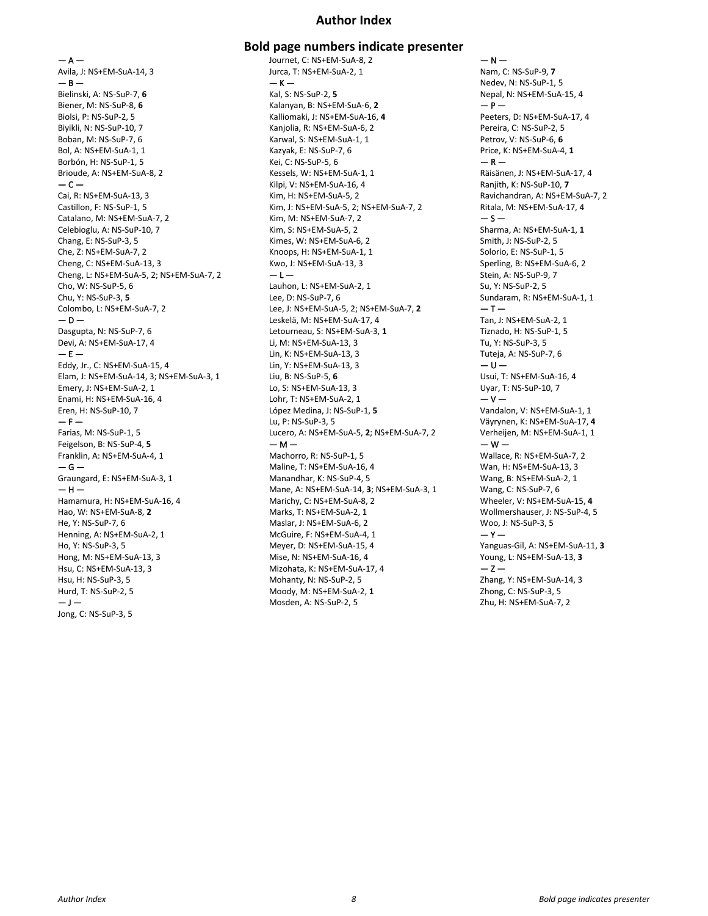# Author Index

## Bold page numbers indicate presenter

— A —
Avila, J: NS+EM-SuA-14, 3
— B —
Bielinski, A: NS-SuP-7, **6**
Biener, M: NS-SuP-8, **6**
Biolsi, P: NS-SuP-2, 5
Biyikli, N: NS-SuP-10, 7
Boban, M: NS-SuP-7, 6
Bol, A: NS+EM-SuA-1, 1
Borbón, H: NS-SuP-1, 5
Brioude, A: NS+EM-SuA-8, 2
— C —
Cai, R: NS+EM-SuA-13, 3
Castillon, F: NS-SuP-1, 5
Catalano, M: NS+EM-SuA-7, 2
Celebioglu, A: NS-SuP-10, 7
Chang, E: NS-SuP-3, 5
Che, Z: NS+EM-SuA-7, 2
Cheng, C: NS+EM-SuA-13, 3
Cheng, L: NS+EM-SuA-5, 2; NS+EM-SuA-7, 2
Cho, W: NS-SuP-5, 6
Chu, Y: NS-SuP-3, **5**
Colombo, L: NS+EM-SuA-7, 2
— D —
Dasgupta, N: NS-SuP-7, 6
Devi, A: NS+EM-SuA-17, 4
— E —
Eddy, Jr., C: NS+EM-SuA-15, 4
Elam, J: NS+EM-SuA-14, 3; NS+EM-SuA-3, 1
Emery, J: NS+EM-SuA-2, 1
Enami, H: NS+EM-SuA-16, 4
Eren, H: NS-SuP-10, 7
— F —
Farias, M: NS-SuP-1, 5
Feigelson, B: NS-SuP-4, **5**
Franklin, A: NS+EM-SuA-4, 1
— G —
Graungard, E: NS+EM-SuA-3, 1
— H —
Hamamura, H: NS+EM-SuA-16, 4
Hao, W: NS+EM-SuA-8, **2**
He, Y: NS-SuP-7, 6
Henning, A: NS+EM-SuA-2, 1
Ho, Y: NS-SuP-3, 5
Hong, M: NS+EM-SuA-13, 3
Hsu, C: NS+EM-SuA-13, 3
Hsu, H: NS-SuP-3, 5
Hurd, T: NS-SuP-2, 5
— J —
Jong, C: NS-SuP-3, 5
Journet, C: NS+EM-SuA-8, 2
Jurca, T: NS+EM-SuA-2, 1
— K —
Kal, S: NS-SuP-2, **5**
Kalanyan, B: NS+EM-SuA-6, **2**
Kalliomaki, J: NS+EM-SuA-16, **4**
Kanjolia, R: NS+EM-SuA-6, 2
Karwal, S: NS+EM-SuA-1, 1
Kazyak, E: NS-SuP-7, 6
Kei, C: NS-SuP-5, 6
Kessels, W: NS+EM-SuA-1, 1
Kilpi, V: NS+EM-SuA-16, 4
Kim, H: NS+EM-SuA-5, 2
Kim, J: NS+EM-SuA-5, 2; NS+EM-SuA-7, 2
Kim, M: NS+EM-SuA-7, 2
Kim, S: NS+EM-SuA-5, 2
Kimes, W: NS+EM-SuA-6, 2
Knoops, H: NS+EM-SuA-1, 1
Kwo, J: NS+EM-SuA-13, 3
— L —
Lauhon, L: NS+EM-SuA-2, 1
Lee, D: NS-SuP-7, 6
Lee, J: NS+EM-SuA-5, 2; NS+EM-SuA-7, **2**
Leskelä, M: NS+EM-SuA-17, 4
Letourneau, S: NS+EM-SuA-3, **1**
Li, M: NS+EM-SuA-13, 3
Lin, K: NS+EM-SuA-13, 3
Lin, Y: NS+EM-SuA-13, 3
Liu, B: NS-SuP-5, **6**
Lo, S: NS+EM-SuA-13, 3
Lohr, T: NS+EM-SuA-2, 1
López Medina, J: NS-SuP-1, **5**
Lu, P: NS-SuP-3, 5
Lucero, A: NS+EM-SuA-5, **2**; NS+EM-SuA-7, 2
— M —
Machorro, R: NS-SuP-1, 5
Maline, T: NS+EM-SuA-16, 4
Manandhar, K: NS-SuP-4, 5
Mane, A: NS+EM-SuA-14, **3**; NS+EM-SuA-3, 1
Marichy, C: NS+EM-SuA-8, 2
Marks, T: NS+EM-SuA-2, 1
Maslar, J: NS+EM-SuA-6, 2
McGuire, F: NS+EM-SuA-4, 1
Meyer, D: NS+EM-SuA-15, 4
Mise, N: NS+EM-SuA-16, 4
Mizohata, K: NS+EM-SuA-17, 4
Mohanty, N: NS-SuP-2, 5
Moody, M: NS+EM-SuA-2, **1**
Mosden, A: NS-SuP-2, 5
— N —
Nam, C: NS-SuP-9, **7**
Nedev, N: NS-SuP-1, 5
Nepal, N: NS+EM-SuA-15, 4
— P —
Peeters, D: NS+EM-SuA-17, 4
Pereira, C: NS-SuP-2, 5
Petrov, V: NS-SuP-6, **6**
Price, K: NS+EM-SuA-4, **1**
— R —
Räisänen, J: NS+EM-SuA-17, 4
Ranjith, K: NS-SuP-10, **7**
Ravichandran, A: NS+EM-SuA-7, 2
Ritala, M: NS+EM-SuA-17, 4
— S —
Sharma, A: NS+EM-SuA-1, **1**
Smith, J: NS-SuP-2, 5
Solorio, E: NS-SuP-1, 5
Sperling, B: NS+EM-SuA-6, 2
Stein, A: NS-SuP-9, 7
Su, Y: NS-SuP-2, 5
Sundaram, R: NS+EM-SuA-1, 1
— T —
Tan, J: NS+EM-SuA-2, 1
Tiznado, H: NS-SuP-1, 5
Tu, Y: NS-SuP-3, 5
Tuteja, A: NS-SuP-7, 6
— U —
Usui, T: NS+EM-SuA-16, 4
Uyar, T: NS-SuP-10, 7
— V —
Vandalon, V: NS+EM-SuA-1, 1
Väyrynen, K: NS+EM-SuA-17, **4**
Verheijen, M: NS+EM-SuA-1, 1
— W —
Wallace, R: NS+EM-SuA-7, 2
Wan, H: NS+EM-SuA-13, 3
Wang, B: NS+EM-SuA-2, 1
Wang, C: NS-SuP-7, 6
Wheeler, V: NS+EM-SuA-15, **4**
Wollmershauser, J: NS-SuP-4, 5
Woo, J: NS-SuP-3, 5
— Y —
Yanguas-Gil, A: NS+EM-SuA-11, **3**
Young, L: NS+EM-SuA-13, **3**
— Z —
Zhang, Y: NS+EM-SuA-14, 3
Zhong, C: NS-SuP-3, 5
Zhu, H: NS+EM-SuA-7, 2